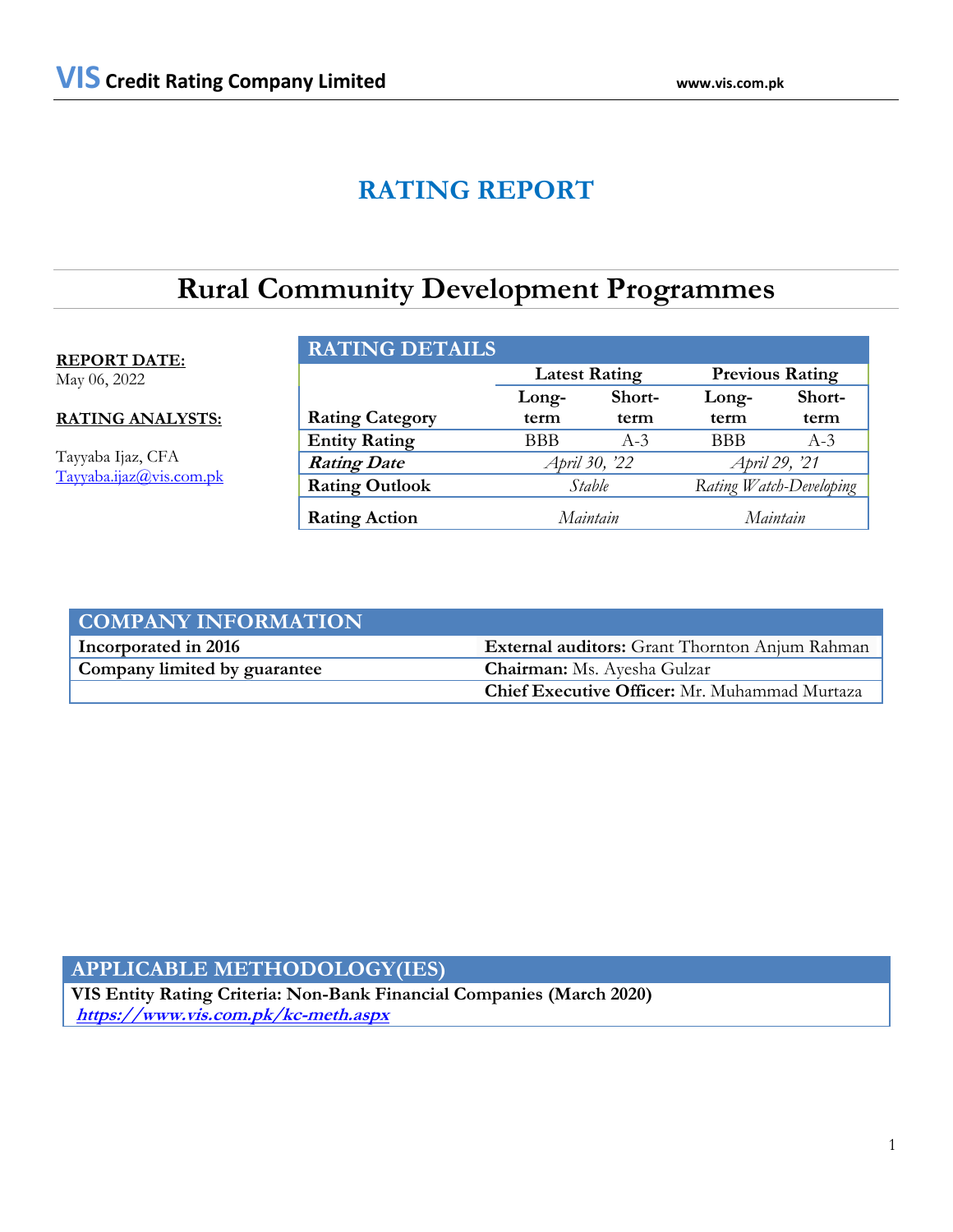# RATING REPORT

# Rural Community Development Programmes

**REPORT DATE:**
May 06, 2022

**RATING ANALYSTS:**

Tayyaba Ijaz, CFA
Tayyaba.ijaz@vis.com.pk

| RATING DETAILS | | | | |
|---|---|---|---|---|
| | Latest Rating | | Previous Rating | |
| **Rating Category** | **Long-term** | **Short-term** | **Long-term** | **Short-term** |
| **Entity Rating** | BBB | A-3 | BBB | A-3 |
| ***Rating Date*** | *April 30, '22* | | *April 29, '21* | |
| **Rating Outlook** | *Stable* | | *Rating Watch-Developing* | |
| **Rating Action** | *Maintain* | | *Maintain* | |

| COMPANY INFORMATION | |
|---|---|
| **Incorporated in 2016** | **External auditors:** Grant Thornton Anjum Rahman |
| **Company limited by guarantee** | **Chairman:** Ms. Ayesha Gulzar |
| | **Chief Executive Officer:** Mr. Muhammad Murtaza |

| APPLICABLE METHODOLOGY(IES) |
|---|
| **VIS Entity Rating Criteria: Non-Bank Financial Companies (March 2020)** |
| ***https://www.vis.com.pk/kc-meth.aspx*** |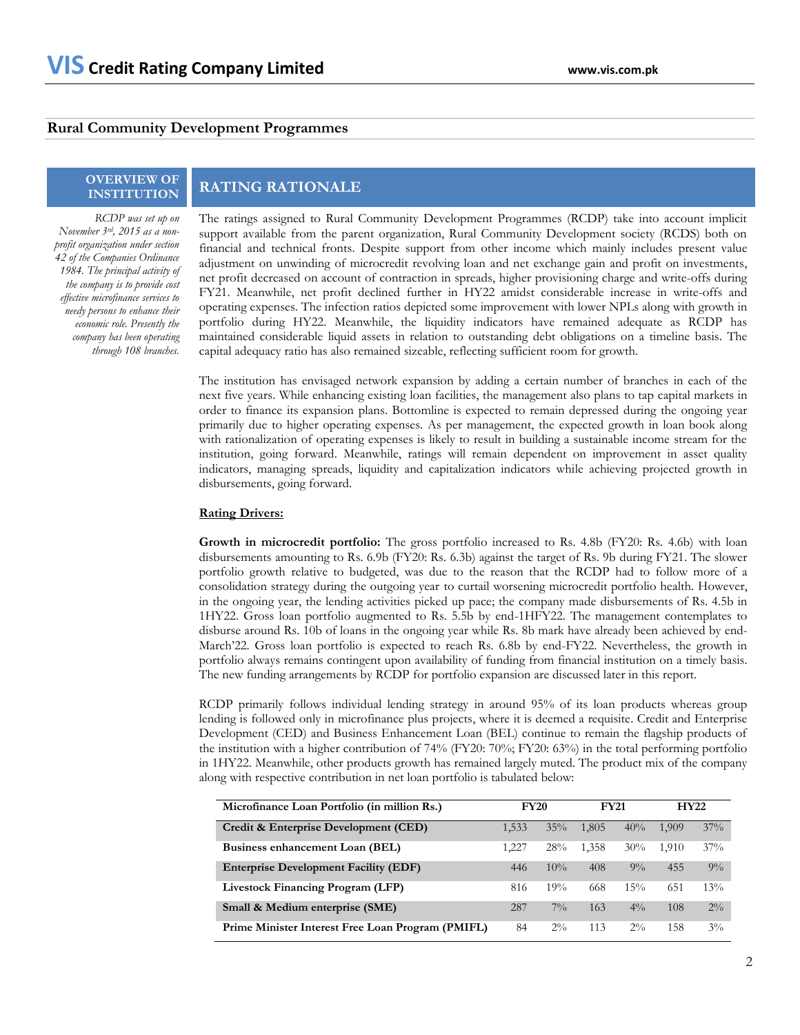## Rural Community Development Programmes

### OVERVIEW OF INSTITUTION

*RCDP was set up on November 3rd, 2015 as a non-profit organization under section 42 of the Companies Ordinance 1984. The principal activity of the company is to provide cost effective microfinance services to needy persons to enhance their economic role. Presently the company has been operating through 108 branches.*

### RATING RATIONALE

The ratings assigned to Rural Community Development Programmes (RCDP) take into account implicit support available from the parent organization, Rural Community Development society (RCDS) both on financial and technical fronts. Despite support from other income which mainly includes present value adjustment on unwinding of microcredit revolving loan and net exchange gain and profit on investments, net profit decreased on account of contraction in spreads, higher provisioning charge and write-offs during FY21. Meanwhile, net profit declined further in HY22 amidst considerable increase in write-offs and operating expenses. The infection ratios depicted some improvement with lower NPLs along with growth in portfolio during HY22. Meanwhile, the liquidity indicators have remained adequate as RCDP has maintained considerable liquid assets in relation to outstanding debt obligations on a timeline basis. The capital adequacy ratio has also remained sizeable, reflecting sufficient room for growth.

The institution has envisaged network expansion by adding a certain number of branches in each of the next five years. While enhancing existing loan facilities, the management also plans to tap capital markets in order to finance its expansion plans. Bottomline is expected to remain depressed during the ongoing year primarily due to higher operating expenses. As per management, the expected growth in loan book along with rationalization of operating expenses is likely to result in building a sustainable income stream for the institution, going forward. Meanwhile, ratings will remain dependent on improvement in asset quality indicators, managing spreads, liquidity and capitalization indicators while achieving projected growth in disbursements, going forward.

**Rating Drivers:**

**Growth in microcredit portfolio:** The gross portfolio increased to Rs. 4.8b (FY20: Rs. 4.6b) with loan disbursements amounting to Rs. 6.9b (FY20: Rs. 6.3b) against the target of Rs. 9b during FY21. The slower portfolio growth relative to budgeted, was due to the reason that the RCDP had to follow more of a consolidation strategy during the outgoing year to curtail worsening microcredit portfolio health. However, in the ongoing year, the lending activities picked up pace; the company made disbursements of Rs. 4.5b in 1HY22. Gross loan portfolio augmented to Rs. 5.5b by end-1HFY22. The management contemplates to disburse around Rs. 10b of loans in the ongoing year while Rs. 8b mark have already been achieved by end-March'22. Gross loan portfolio is expected to reach Rs. 6.8b by end-FY22. Nevertheless, the growth in portfolio always remains contingent upon availability of funding from financial institution on a timely basis. The new funding arrangements by RCDP for portfolio expansion are discussed later in this report.

RCDP primarily follows individual lending strategy in around 95% of its loan products whereas group lending is followed only in microfinance plus projects, where it is deemed a requisite. Credit and Enterprise Development (CED) and Business Enhancement Loan (BEL) continue to remain the flagship products of the institution with a higher contribution of 74% (FY20: 70%; FY20: 63%) in the total performing portfolio in 1HY22. Meanwhile, other products growth has remained largely muted. The product mix of the company along with respective contribution in net loan portfolio is tabulated below:

| Microfinance Loan Portfolio (in million Rs.) | FY20 | | FY21 | | HY22 | |
|---|---|---|---|---|---|---|
| **Credit & Enterprise Development (CED)** | 1,533 | 35% | 1,805 | 40% | 1,909 | 37% |
| **Business enhancement Loan (BEL)** | 1,227 | 28% | 1,358 | 30% | 1,910 | 37% |
| **Enterprise Development Facility (EDF)** | 446 | 10% | 408 | 9% | 455 | 9% |
| **Livestock Financing Program (LFP)** | 816 | 19% | 668 | 15% | 651 | 13% |
| **Small & Medium enterprise (SME)** | 287 | 7% | 163 | 4% | 108 | 2% |
| **Prime Minister Interest Free Loan Program (PMIFL)** | 84 | 2% | 113 | 2% | 158 | 3% |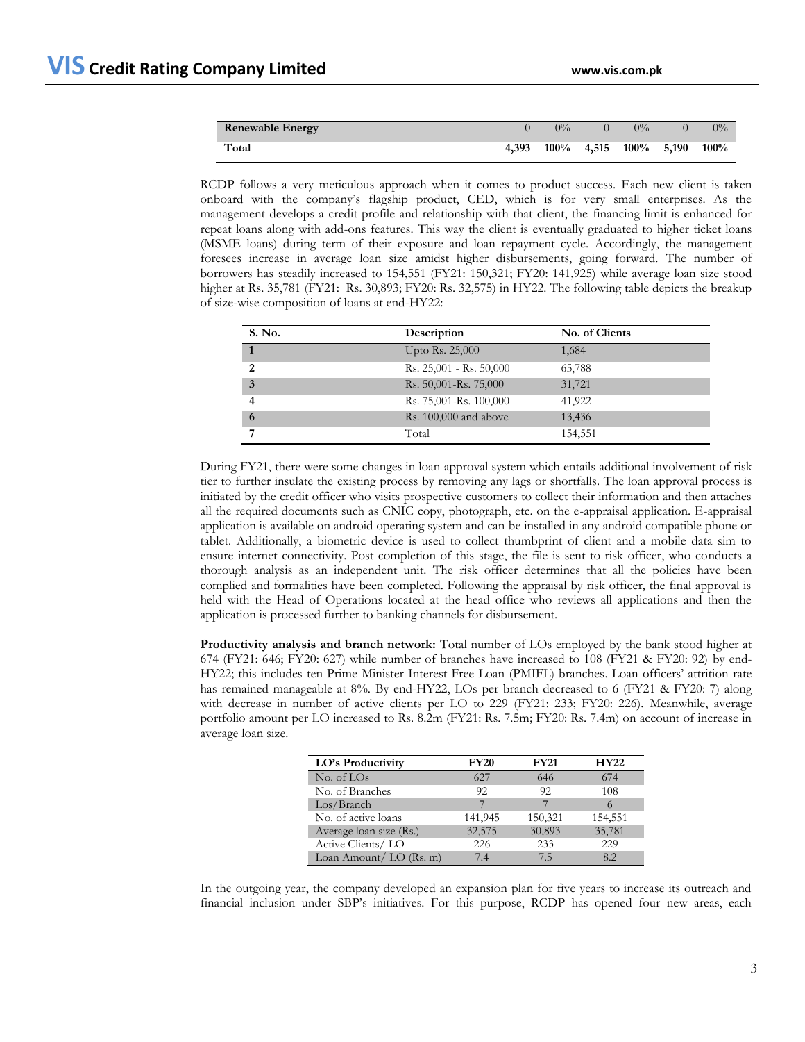| Renewable Energy | 0 | 0% | 0 | 0% | 0 | 0% |
|---|---|---|---|---|---|---|
| **Total** | **4,393** | **100%** | **4,515** | **100%** | **5,190** | **100%** |

RCDP follows a very meticulous approach when it comes to product success. Each new client is taken onboard with the company's flagship product, CED, which is for very small enterprises. As the management develops a credit profile and relationship with that client, the financing limit is enhanced for repeat loans along with add-ons features. This way the client is eventually graduated to higher ticket loans (MSME loans) during term of their exposure and loan repayment cycle. Accordingly, the management foresees increase in average loan size amidst higher disbursements, going forward. The number of borrowers has steadily increased to 154,551 (FY21: 150,321; FY20: 141,925) while average loan size stood higher at Rs. 35,781 (FY21: Rs. 30,893; FY20: Rs. 32,575) in HY22. The following table depicts the breakup of size-wise composition of loans at end-HY22:

| S. No. | Description | No. of Clients |
|---|---|---|
| 1 | Upto Rs. 25,000 | 1,684 |
| 2 | Rs. 25,001 - Rs. 50,000 | 65,788 |
| 3 | Rs. 50,001-Rs. 75,000 | 31,721 |
| 4 | Rs. 75,001-Rs. 100,000 | 41,922 |
| 6 | Rs. 100,000 and above | 13,436 |
| 7 | Total | 154,551 |

During FY21, there were some changes in loan approval system which entails additional involvement of risk tier to further insulate the existing process by removing any lags or shortfalls. The loan approval process is initiated by the credit officer who visits prospective customers to collect their information and then attaches all the required documents such as CNIC copy, photograph, etc. on the e-appraisal application. E-appraisal application is available on android operating system and can be installed in any android compatible phone or tablet. Additionally, a biometric device is used to collect thumbprint of client and a mobile data sim to ensure internet connectivity. Post completion of this stage, the file is sent to risk officer, who conducts a thorough analysis as an independent unit. The risk officer determines that all the policies have been complied and formalities have been completed. Following the appraisal by risk officer, the final approval is held with the Head of Operations located at the head office who reviews all applications and then the application is processed further to banking channels for disbursement.

**Productivity analysis and branch network:** Total number of LOs employed by the bank stood higher at 674 (FY21: 646; FY20: 627) while number of branches have increased to 108 (FY21 & FY20: 92) by end-HY22; this includes ten Prime Minister Interest Free Loan (PMIFL) branches. Loan officers' attrition rate has remained manageable at 8%. By end-HY22, LOs per branch decreased to 6 (FY21 & FY20: 7) along with decrease in number of active clients per LO to 229 (FY21: 233; FY20: 226). Meanwhile, average portfolio amount per LO increased to Rs. 8.2m (FY21: Rs. 7.5m; FY20: Rs. 7.4m) on account of increase in average loan size.

| LO's Productivity | FY20 | FY21 | HY22 |
|---|---|---|---|
| No. of LOs | 627 | 646 | 674 |
| No. of Branches | 92 | 92 | 108 |
| Los/Branch | 7 | 7 | 6 |
| No. of active loans | 141,945 | 150,321 | 154,551 |
| Average loan size (Rs.) | 32,575 | 30,893 | 35,781 |
| Active Clients/ LO | 226 | 233 | 229 |
| Loan Amount/ LO (Rs. m) | 7.4 | 7.5 | 8.2 |

In the outgoing year, the company developed an expansion plan for five years to increase its outreach and financial inclusion under SBP's initiatives. For this purpose, RCDP has opened four new areas, each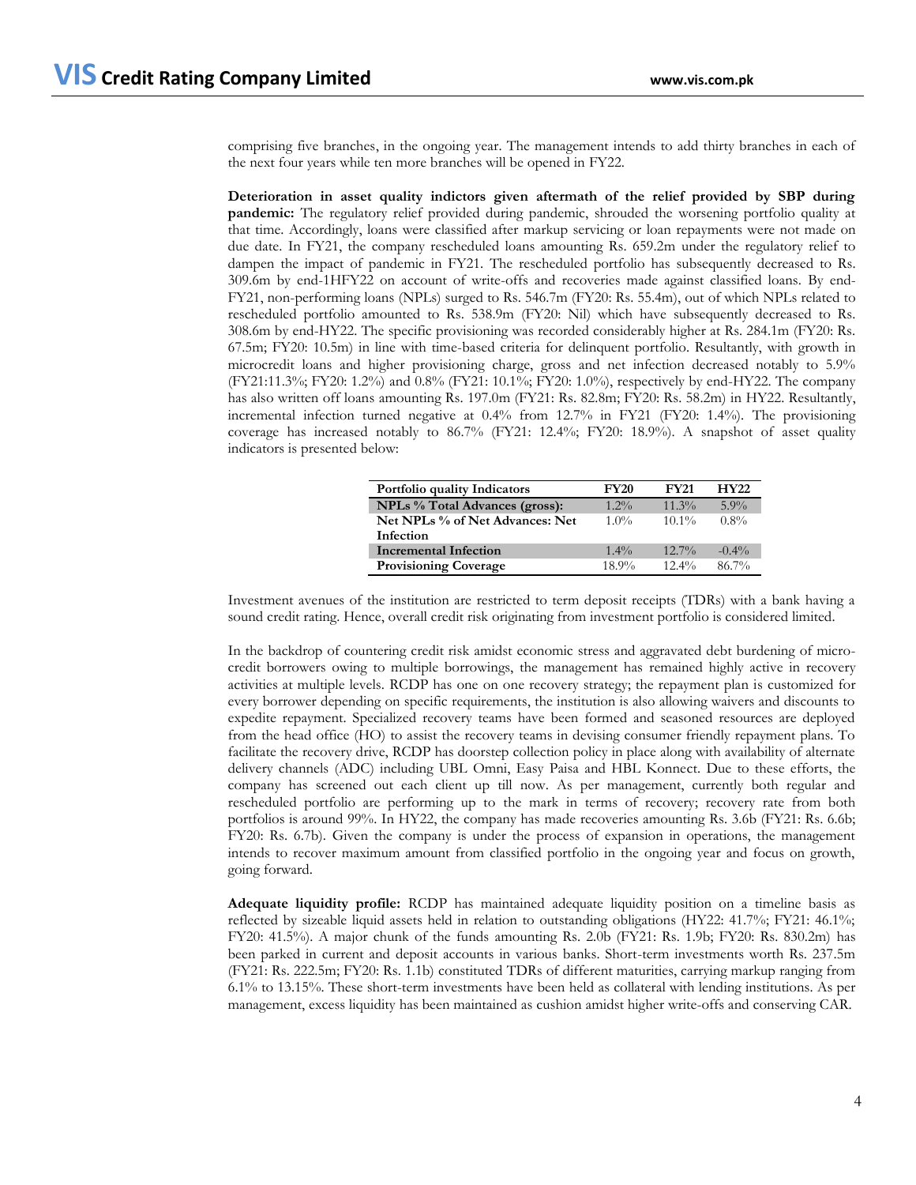comprising five branches, in the ongoing year. The management intends to add thirty branches in each of the next four years while ten more branches will be opened in FY22.

**Deterioration in asset quality indictors given aftermath of the relief provided by SBP during pandemic:** The regulatory relief provided during pandemic, shrouded the worsening portfolio quality at that time. Accordingly, loans were classified after markup servicing or loan repayments were not made on due date. In FY21, the company rescheduled loans amounting Rs. 659.2m under the regulatory relief to dampen the impact of pandemic in FY21. The rescheduled portfolio has subsequently decreased to Rs. 309.6m by end-1HFY22 on account of write-offs and recoveries made against classified loans. By end-FY21, non-performing loans (NPLs) surged to Rs. 546.7m (FY20: Rs. 55.4m), out of which NPLs related to rescheduled portfolio amounted to Rs. 538.9m (FY20: Nil) which have subsequently decreased to Rs. 308.6m by end-HY22. The specific provisioning was recorded considerably higher at Rs. 284.1m (FY20: Rs. 67.5m; FY20: 10.5m) in line with time-based criteria for delinquent portfolio. Resultantly, with growth in microcredit loans and higher provisioning charge, gross and net infection decreased notably to 5.9% (FY21:11.3%; FY20: 1.2%) and 0.8% (FY21: 10.1%; FY20: 1.0%), respectively by end-HY22. The company has also written off loans amounting Rs. 197.0m (FY21: Rs. 82.8m; FY20: Rs. 58.2m) in HY22. Resultantly, incremental infection turned negative at 0.4% from 12.7% in FY21 (FY20: 1.4%). The provisioning coverage has increased notably to 86.7% (FY21: 12.4%; FY20: 18.9%). A snapshot of asset quality indicators is presented below:

| Portfolio quality Indicators | FY20 | FY21 | HY22 |
|---|---|---|---|
| NPLs % Total Advances (gross): | 1.2% | 11.3% | 5.9% |
| Net NPLs % of Net Advances: Net Infection | 1.0% | 10.1% | 0.8% |
| Incremental Infection | 1.4% | 12.7% | -0.4% |
| Provisioning Coverage | 18.9% | 12.4% | 86.7% |

Investment avenues of the institution are restricted to term deposit receipts (TDRs) with a bank having a sound credit rating. Hence, overall credit risk originating from investment portfolio is considered limited.

In the backdrop of countering credit risk amidst economic stress and aggravated debt burdening of micro-credit borrowers owing to multiple borrowings, the management has remained highly active in recovery activities at multiple levels. RCDP has one on one recovery strategy; the repayment plan is customized for every borrower depending on specific requirements, the institution is also allowing waivers and discounts to expedite repayment. Specialized recovery teams have been formed and seasoned resources are deployed from the head office (HO) to assist the recovery teams in devising consumer friendly repayment plans. To facilitate the recovery drive, RCDP has doorstep collection policy in place along with availability of alternate delivery channels (ADC) including UBL Omni, Easy Paisa and HBL Konnect. Due to these efforts, the company has screened out each client up till now. As per management, currently both regular and rescheduled portfolio are performing up to the mark in terms of recovery; recovery rate from both portfolios is around 99%. In HY22, the company has made recoveries amounting Rs. 3.6b (FY21: Rs. 6.6b; FY20: Rs. 6.7b). Given the company is under the process of expansion in operations, the management intends to recover maximum amount from classified portfolio in the ongoing year and focus on growth, going forward.

**Adequate liquidity profile:** RCDP has maintained adequate liquidity position on a timeline basis as reflected by sizeable liquid assets held in relation to outstanding obligations (HY22: 41.7%; FY21: 46.1%; FY20: 41.5%). A major chunk of the funds amounting Rs. 2.0b (FY21: Rs. 1.9b; FY20: Rs. 830.2m) has been parked in current and deposit accounts in various banks. Short-term investments worth Rs. 237.5m (FY21: Rs. 222.5m; FY20: Rs. 1.1b) constituted TDRs of different maturities, carrying markup ranging from 6.1% to 13.15%. These short-term investments have been held as collateral with lending institutions. As per management, excess liquidity has been maintained as cushion amidst higher write-offs and conserving CAR.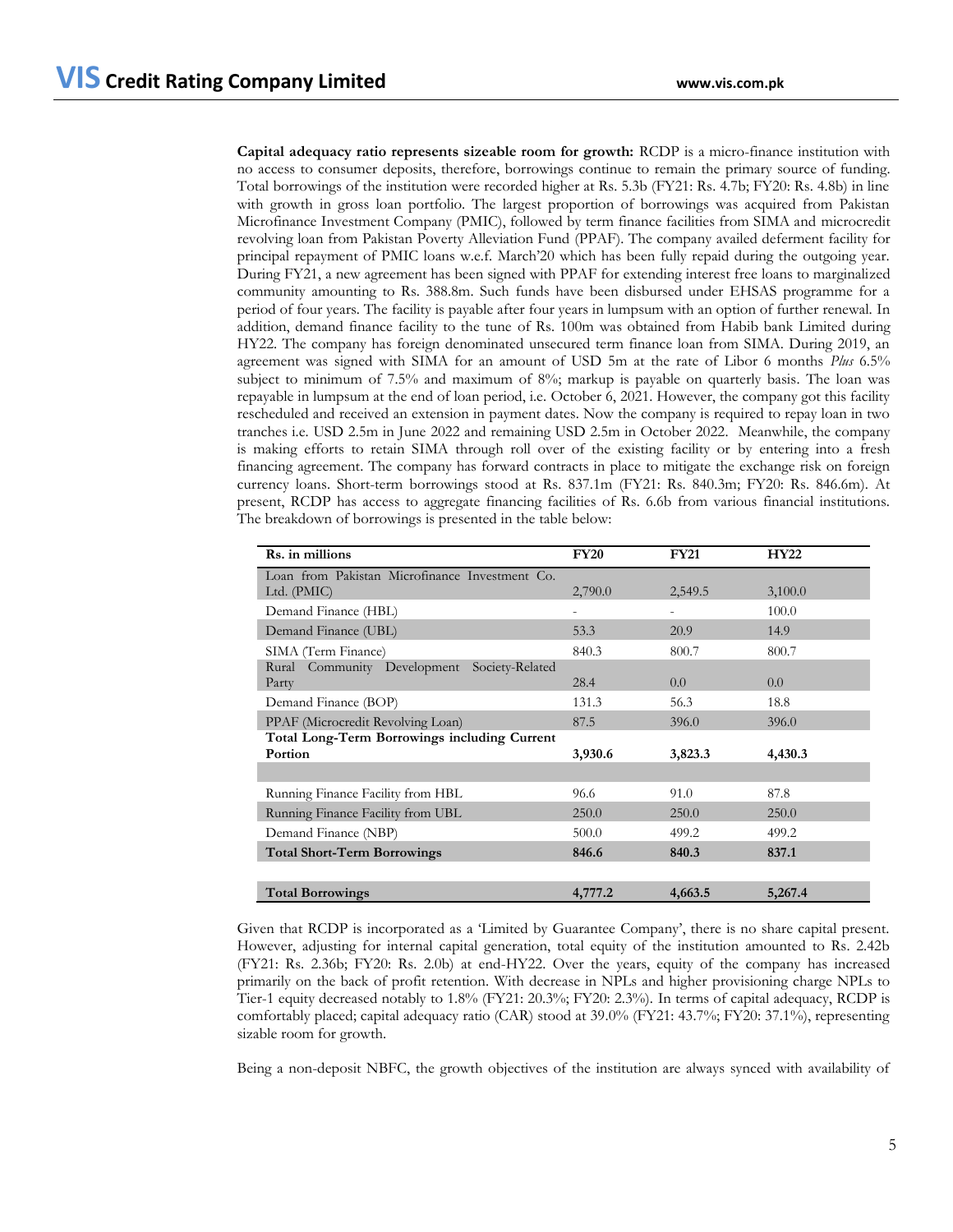**Capital adequacy ratio represents sizeable room for growth:** RCDP is a micro-finance institution with no access to consumer deposits, therefore, borrowings continue to remain the primary source of funding. Total borrowings of the institution were recorded higher at Rs. 5.3b (FY21: Rs. 4.7b; FY20: Rs. 4.8b) in line with growth in gross loan portfolio. The largest proportion of borrowings was acquired from Pakistan Microfinance Investment Company (PMIC), followed by term finance facilities from SIMA and microcredit revolving loan from Pakistan Poverty Alleviation Fund (PPAF). The company availed deferment facility for principal repayment of PMIC loans w.e.f. March'20 which has been fully repaid during the outgoing year. During FY21, a new agreement has been signed with PPAF for extending interest free loans to marginalized community amounting to Rs. 388.8m. Such funds have been disbursed under EHSAS programme for a period of four years. The facility is payable after four years in lumpsum with an option of further renewal. In addition, demand finance facility to the tune of Rs. 100m was obtained from Habib bank Limited during HY22. The company has foreign denominated unsecured term finance loan from SIMA. During 2019, an agreement was signed with SIMA for an amount of USD 5m at the rate of Libor 6 months *Plus* 6.5% subject to minimum of 7.5% and maximum of 8%; markup is payable on quarterly basis. The loan was repayable in lumpsum at the end of loan period, i.e. October 6, 2021. However, the company got this facility rescheduled and received an extension in payment dates. Now the company is required to repay loan in two tranches i.e. USD 2.5m in June 2022 and remaining USD 2.5m in October 2022. Meanwhile, the company is making efforts to retain SIMA through roll over of the existing facility or by entering into a fresh financing agreement. The company has forward contracts in place to mitigate the exchange risk on foreign currency loans. Short-term borrowings stood at Rs. 837.1m (FY21: Rs. 840.3m; FY20: Rs. 846.6m). At present, RCDP has access to aggregate financing facilities of Rs. 6.6b from various financial institutions. The breakdown of borrowings is presented in the table below:

| Rs. in millions | FY20 | FY21 | HY22 |
|---|---|---|---|
| Loan from Pakistan Microfinance Investment Co. Ltd. (PMIC) | 2,790.0 | 2,549.5 | 3,100.0 |
| Demand Finance (HBL) | - | - | 100.0 |
| Demand Finance (UBL) | 53.3 | 20.9 | 14.9 |
| SIMA (Term Finance) | 840.3 | 800.7 | 800.7 |
| Rural Community Development Society-Related Party | 28.4 | 0.0 | 0.0 |
| Demand Finance (BOP) | 131.3 | 56.3 | 18.8 |
| PPAF (Microcredit Revolving Loan) | 87.5 | 396.0 | 396.0 |
| **Total Long-Term Borrowings including Current Portion** | **3,930.6** | **3,823.3** | **4,430.3** |
| | | | |
| Running Finance Facility from HBL | 96.6 | 91.0 | 87.8 |
| Running Finance Facility from UBL | 250.0 | 250.0 | 250.0 |
| Demand Finance (NBP) | 500.0 | 499.2 | 499.2 |
| **Total Short-Term Borrowings** | **846.6** | **840.3** | **837.1** |
| | | | |
| **Total Borrowings** | **4,777.2** | **4,663.5** | **5,267.4** |

Given that RCDP is incorporated as a 'Limited by Guarantee Company', there is no share capital present. However, adjusting for internal capital generation, total equity of the institution amounted to Rs. 2.42b (FY21: Rs. 2.36b; FY20: Rs. 2.0b) at end-HY22. Over the years, equity of the company has increased primarily on the back of profit retention. With decrease in NPLs and higher provisioning charge NPLs to Tier-1 equity decreased notably to 1.8% (FY21: 20.3%; FY20: 2.3%). In terms of capital adequacy, RCDP is comfortably placed; capital adequacy ratio (CAR) stood at 39.0% (FY21: 43.7%; FY20: 37.1%), representing sizable room for growth.

Being a non-deposit NBFC, the growth objectives of the institution are always synced with availability of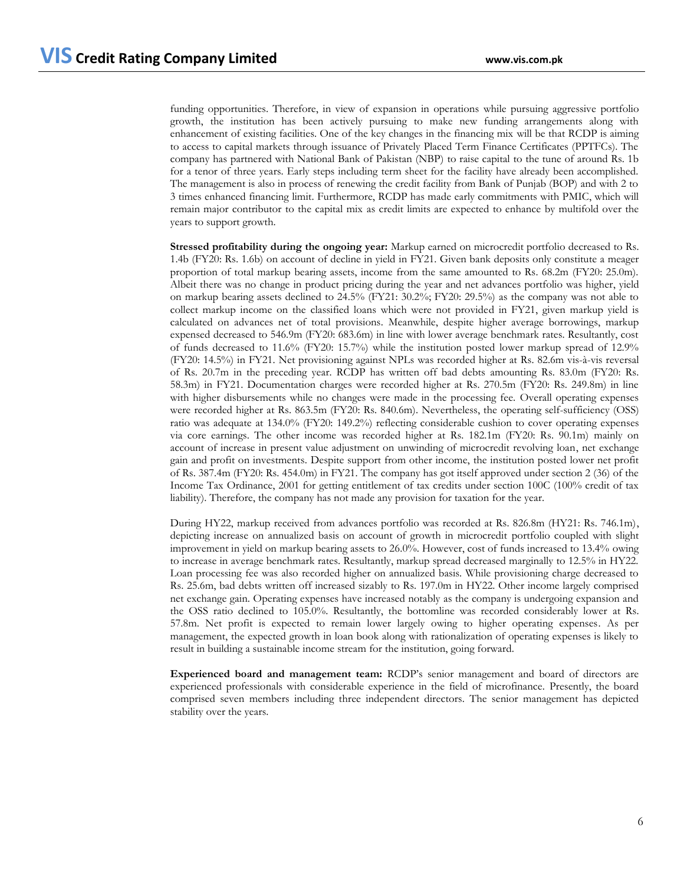funding opportunities. Therefore, in view of expansion in operations while pursuing aggressive portfolio growth, the institution has been actively pursuing to make new funding arrangements along with enhancement of existing facilities. One of the key changes in the financing mix will be that RCDP is aiming to access to capital markets through issuance of Privately Placed Term Finance Certificates (PPTFCs). The company has partnered with National Bank of Pakistan (NBP) to raise capital to the tune of around Rs. 1b for a tenor of three years. Early steps including term sheet for the facility have already been accomplished. The management is also in process of renewing the credit facility from Bank of Punjab (BOP) and with 2 to 3 times enhanced financing limit. Furthermore, RCDP has made early commitments with PMIC, which will remain major contributor to the capital mix as credit limits are expected to enhance by multifold over the years to support growth.

**Stressed profitability during the ongoing year:** Markup earned on microcredit portfolio decreased to Rs. 1.4b (FY20: Rs. 1.6b) on account of decline in yield in FY21. Given bank deposits only constitute a meager proportion of total markup bearing assets, income from the same amounted to Rs. 68.2m (FY20: 25.0m). Albeit there was no change in product pricing during the year and net advances portfolio was higher, yield on markup bearing assets declined to 24.5% (FY21: 30.2%; FY20: 29.5%) as the company was not able to collect markup income on the classified loans which were not provided in FY21, given markup yield is calculated on advances net of total provisions. Meanwhile, despite higher average borrowings, markup expensed decreased to 546.9m (FY20: 683.6m) in line with lower average benchmark rates. Resultantly, cost of funds decreased to 11.6% (FY20: 15.7%) while the institution posted lower markup spread of 12.9% (FY20: 14.5%) in FY21. Net provisioning against NPLs was recorded higher at Rs. 82.6m vis-à-vis reversal of Rs. 20.7m in the preceding year. RCDP has written off bad debts amounting Rs. 83.0m (FY20: Rs. 58.3m) in FY21. Documentation charges were recorded higher at Rs. 270.5m (FY20: Rs. 249.8m) in line with higher disbursements while no changes were made in the processing fee. Overall operating expenses were recorded higher at Rs. 863.5m (FY20: Rs. 840.6m). Nevertheless, the operating self-sufficiency (OSS) ratio was adequate at 134.0% (FY20: 149.2%) reflecting considerable cushion to cover operating expenses via core earnings. The other income was recorded higher at Rs. 182.1m (FY20: Rs. 90.1m) mainly on account of increase in present value adjustment on unwinding of microcredit revolving loan, net exchange gain and profit on investments. Despite support from other income, the institution posted lower net profit of Rs. 387.4m (FY20: Rs. 454.0m) in FY21. The company has got itself approved under section 2 (36) of the Income Tax Ordinance, 2001 for getting entitlement of tax credits under section 100C (100% credit of tax liability). Therefore, the company has not made any provision for taxation for the year.

During HY22, markup received from advances portfolio was recorded at Rs. 826.8m (HY21: Rs. 746.1m), depicting increase on annualized basis on account of growth in microcredit portfolio coupled with slight improvement in yield on markup bearing assets to 26.0%. However, cost of funds increased to 13.4% owing to increase in average benchmark rates. Resultantly, markup spread decreased marginally to 12.5% in HY22. Loan processing fee was also recorded higher on annualized basis. While provisioning charge decreased to Rs. 25.6m, bad debts written off increased sizably to Rs. 197.0m in HY22. Other income largely comprised net exchange gain. Operating expenses have increased notably as the company is undergoing expansion and the OSS ratio declined to 105.0%. Resultantly, the bottomline was recorded considerably lower at Rs. 57.8m. Net profit is expected to remain lower largely owing to higher operating expenses. As per management, the expected growth in loan book along with rationalization of operating expenses is likely to result in building a sustainable income stream for the institution, going forward.

**Experienced board and management team:** RCDP's senior management and board of directors are experienced professionals with considerable experience in the field of microfinance. Presently, the board comprised seven members including three independent directors. The senior management has depicted stability over the years.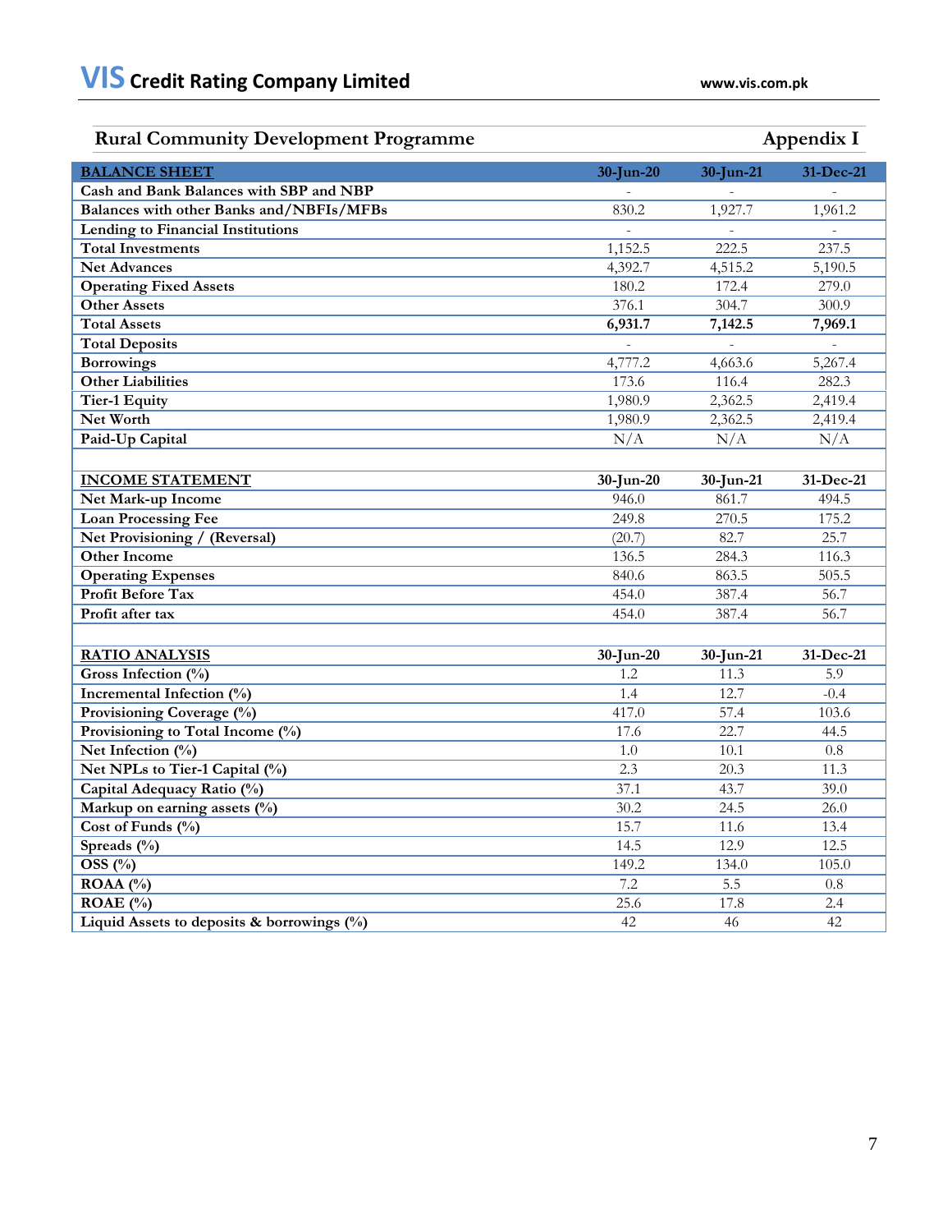## Rural Community Development Programme — Appendix I

| BALANCE SHEET | 30-Jun-20 | 30-Jun-21 | 31-Dec-21 |
|---|---|---|---|
| Cash and Bank Balances with SBP and NBP | - | - | - |
| Balances with other Banks and/NBFIs/MFBs | 830.2 | 1,927.7 | 1,961.2 |
| Lending to Financial Institutions | - | - | - |
| Total Investments | 1,152.5 | 222.5 | 237.5 |
| Net Advances | 4,392.7 | 4,515.2 | 5,190.5 |
| Operating Fixed Assets | 180.2 | 172.4 | 279.0 |
| Other Assets | 376.1 | 304.7 | 300.9 |
| **Total Assets** | **6,931.7** | **7,142.5** | **7,969.1** |
| Total Deposits | - | - | - |
| Borrowings | 4,777.2 | 4,663.6 | 5,267.4 |
| Other Liabilities | 173.6 | 116.4 | 282.3 |
| Tier-1 Equity | 1,980.9 | 2,362.5 | 2,419.4 |
| Net Worth | 1,980.9 | 2,362.5 | 2,419.4 |
| Paid-Up Capital | N/A | N/A | N/A |

| INCOME STATEMENT | 30-Jun-20 | 30-Jun-21 | 31-Dec-21 |
|---|---|---|---|
| Net Mark-up Income | 946.0 | 861.7 | 494.5 |
| Loan Processing Fee | 249.8 | 270.5 | 175.2 |
| Net Provisioning / (Reversal) | (20.7) | 82.7 | 25.7 |
| Other Income | 136.5 | 284.3 | 116.3 |
| Operating Expenses | 840.6 | 863.5 | 505.5 |
| Profit Before Tax | 454.0 | 387.4 | 56.7 |
| Profit after tax | 454.0 | 387.4 | 56.7 |

| RATIO ANALYSIS | 30-Jun-20 | 30-Jun-21 | 31-Dec-21 |
|---|---|---|---|
| Gross Infection (%) | 1.2 | 11.3 | 5.9 |
| Incremental Infection (%) | 1.4 | 12.7 | -0.4 |
| Provisioning Coverage (%) | 417.0 | 57.4 | 103.6 |
| Provisioning to Total Income (%) | 17.6 | 22.7 | 44.5 |
| Net Infection (%) | 1.0 | 10.1 | 0.8 |
| Net NPLs to Tier-1 Capital (%) | 2.3 | 20.3 | 11.3 |
| Capital Adequacy Ratio (%) | 37.1 | 43.7 | 39.0 |
| Markup on earning assets (%) | 30.2 | 24.5 | 26.0 |
| Cost of Funds (%) | 15.7 | 11.6 | 13.4 |
| Spreads (%) | 14.5 | 12.9 | 12.5 |
| OSS (%) | 149.2 | 134.0 | 105.0 |
| ROAA (%) | 7.2 | 5.5 | 0.8 |
| ROAE (%) | 25.6 | 17.8 | 2.4 |
| Liquid Assets to deposits & borrowings (%) | 42 | 46 | 42 |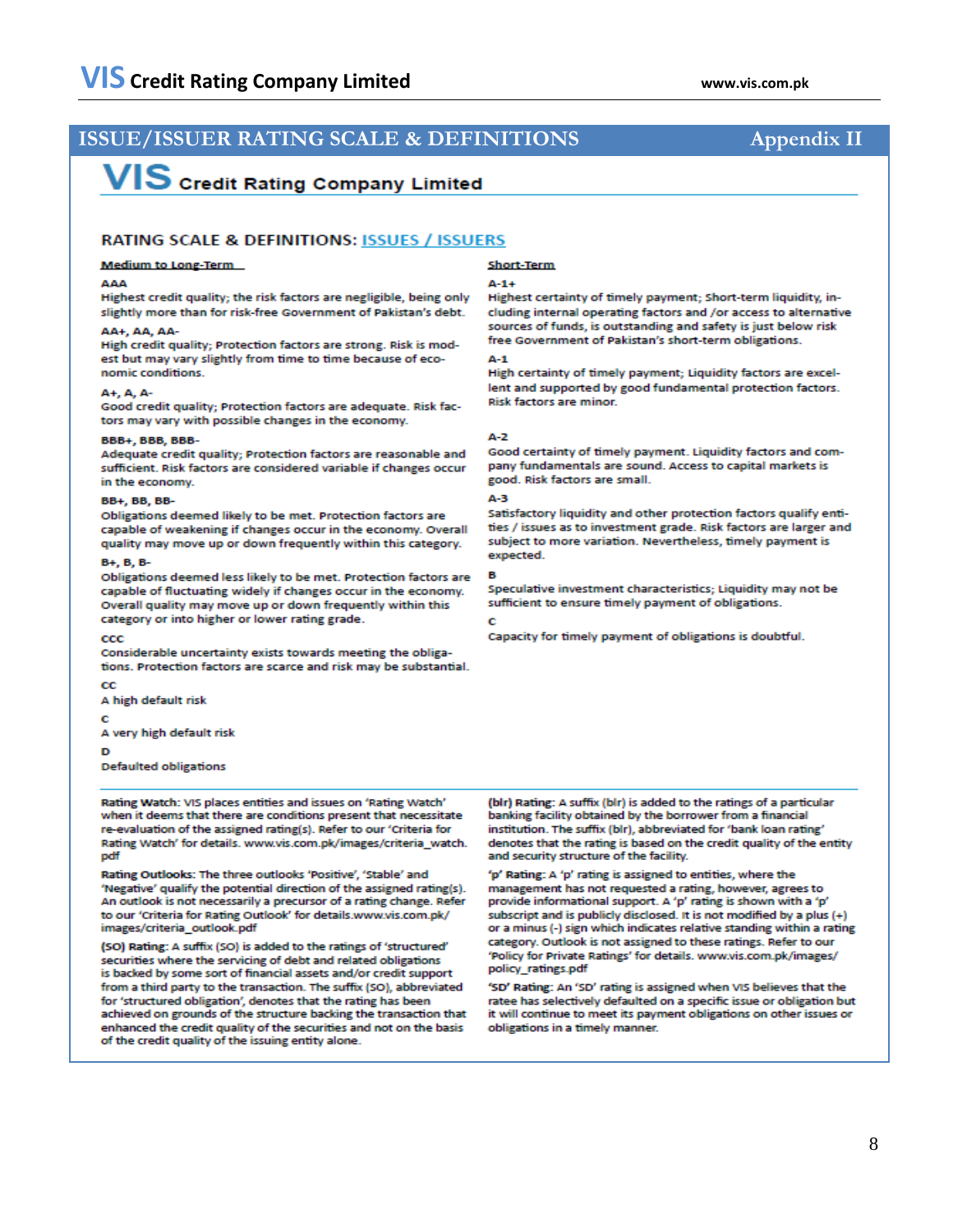## ISSUE/ISSUER RATING SCALE & DEFINITIONS — Appendix II

**VIS Credit Rating Company Limited**

### RATING SCALE & DEFINITIONS: ISSUES / ISSUERS

#### Medium to Long-Term

**AAA**
Highest credit quality; the risk factors are negligible, being only slightly more than for risk-free Government of Pakistan's debt.

**AA+, AA, AA-**
High credit quality; Protection factors are strong. Risk is modest but may vary slightly from time to time because of economic conditions.

**A+, A, A-**
Good credit quality; Protection factors are adequate. Risk factors may vary with possible changes in the economy.

**BBB+, BBB, BBB-**
Adequate credit quality; Protection factors are reasonable and sufficient. Risk factors are considered variable if changes occur in the economy.

**BB+, BB, BB-**
Obligations deemed likely to be met. Protection factors are capable of weakening if changes occur in the economy. Overall quality may move up or down frequently within this category.

**B+, B, B-**
Obligations deemed less likely to be met. Protection factors are capable of fluctuating widely if changes occur in the economy. Overall quality may move up or down frequently within this category or into higher or lower rating grade.

**CCC**
Considerable uncertainty exists towards meeting the obligations. Protection factors are scarce and risk may be substantial.

**CC**
A high default risk

**C**
A very high default risk

**D**
Defaulted obligations

#### Short-Term

**A-1+**
Highest certainty of timely payment; Short-term liquidity, including internal operating factors and /or access to alternative sources of funds, is outstanding and safety is just below risk free Government of Pakistan's short-term obligations.

**A-1**
High certainty of timely payment; Liquidity factors are excellent and supported by good fundamental protection factors. Risk factors are minor.

**A-2**
Good certainty of timely payment. Liquidity factors and company fundamentals are sound. Access to capital markets is good. Risk factors are small.

**A-3**
Satisfactory liquidity and other protection factors qualify entities / issues as to investment grade. Risk factors are larger and subject to more variation. Nevertheless, timely payment is expected.

**B**
Speculative investment characteristics; Liquidity may not be sufficient to ensure timely payment of obligations.

**C**
Capacity for timely payment of obligations is doubtful.

---

**Rating Watch:** VIS places entities and issues on 'Rating Watch' when it deems that there are conditions present that necessitate re-evaluation of the assigned rating(s). Refer to our 'Criteria for Rating Watch' for details. www.vis.com.pk/images/criteria_watch.pdf

**Rating Outlooks:** The three outlooks 'Positive', 'Stable' and 'Negative' qualify the potential direction of the assigned rating(s). An outlook is not necessarily a precursor of a rating change. Refer to our 'Criteria for Rating Outlook' for details.www.vis.com.pk/images/criteria_outlook.pdf

**(SO) Rating:** A suffix (SO) is added to the ratings of 'structured' securities where the servicing of debt and related obligations is backed by some sort of financial assets and/or credit support from a third party to the transaction. The suffix (SO), abbreviated for 'structured obligation', denotes that the rating has been achieved on grounds of the structure backing the transaction that enhanced the credit quality of the securities and not on the basis of the credit quality of the issuing entity alone.

**(blr) Rating:** A suffix (blr) is added to the ratings of a particular banking facility obtained by the borrower from a financial institution. The suffix (blr), abbreviated for 'bank loan rating' denotes that the rating is based on the credit quality of the entity and security structure of the facility.

**'p' Rating:** A 'p' rating is assigned to entities, where the management has not requested a rating, however, agrees to provide informational support. A 'p' rating is shown with a 'p' subscript and is publicly disclosed. It is not modified by a plus (+) or a minus (-) sign which indicates relative standing within a rating category. Outlook is not assigned to these ratings. Refer to our 'Policy for Private Ratings' for details. www.vis.com.pk/images/policy_ratings.pdf

**'SD' Rating:** An 'SD' rating is assigned when VIS believes that the ratee has selectively defaulted on a specific issue or obligation but it will continue to meet its payment obligations on other issues or obligations in a timely manner.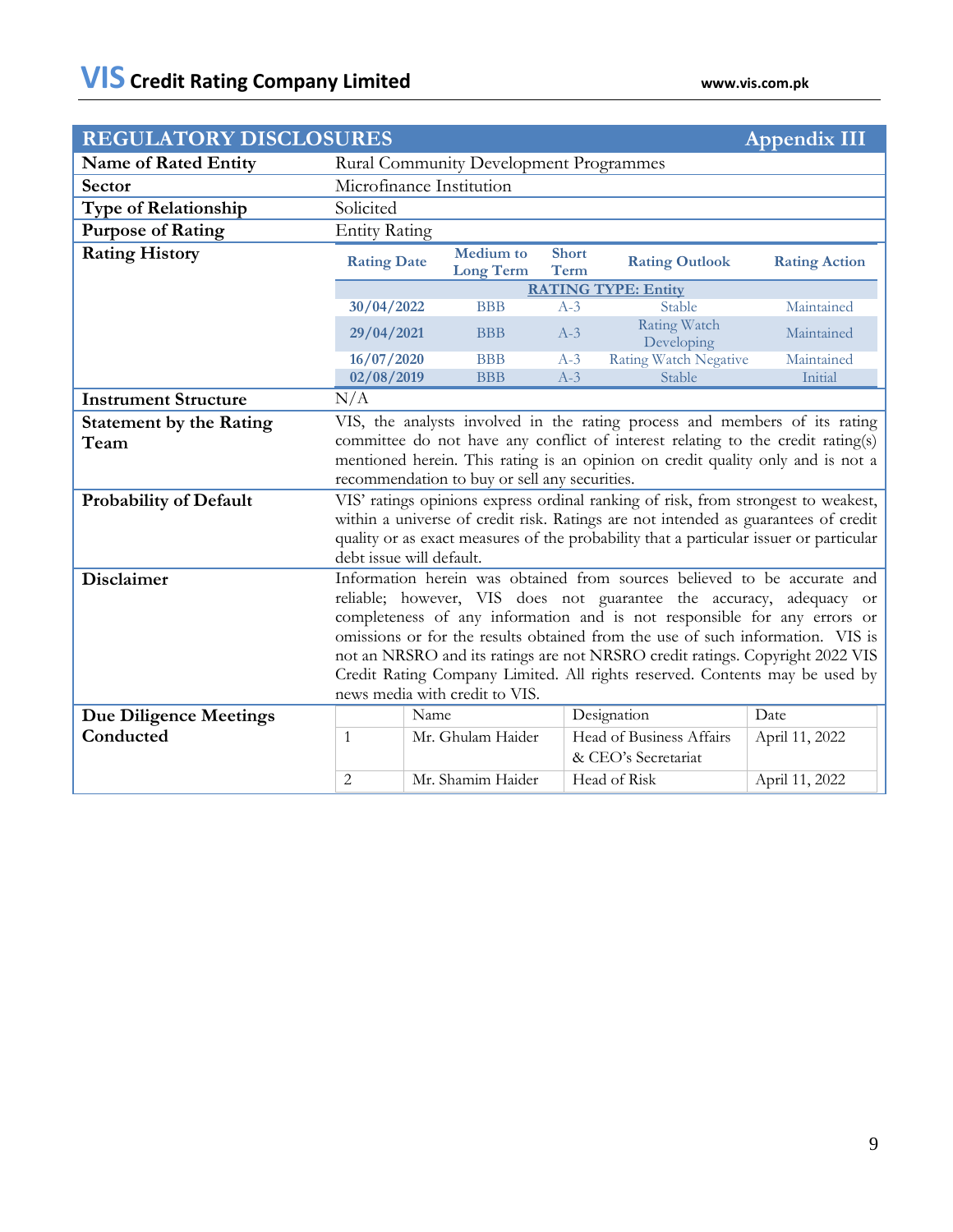## REGULATORY DISCLOSURES — Appendix III

| | |
|---|---|
| **Name of Rated Entity** | Rural Community Development Programmes |
| **Sector** | Microfinance Institution |
| **Type of Relationship** | Solicited |
| **Purpose of Rating** | Entity Rating |

**Rating History**

| Rating Date | Medium to Long Term | Short Term | Rating Outlook | Rating Action |
|---|---|---|---|---|
| **RATING TYPE: Entity** | | | | |
| 30/04/2022 | BBB | A-3 | Stable | Maintained |
| 29/04/2021 | BBB | A-3 | Rating Watch Developing | Maintained |
| 16/07/2020 | BBB | A-3 | Rating Watch Negative | Maintained |
| 02/08/2019 | BBB | A-3 | Stable | Initial |

| | |
|---|---|
| **Instrument Structure** | N/A |
| **Statement by the Rating Team** | VIS, the analysts involved in the rating process and members of its rating committee do not have any conflict of interest relating to the credit rating(s) mentioned herein. This rating is an opinion on credit quality only and is not a recommendation to buy or sell any securities. |
| **Probability of Default** | VIS' ratings opinions express ordinal ranking of risk, from strongest to weakest, within a universe of credit risk. Ratings are not intended as guarantees of credit quality or as exact measures of the probability that a particular issuer or particular debt issue will default. |
| **Disclaimer** | Information herein was obtained from sources believed to be accurate and reliable; however, VIS does not guarantee the accuracy, adequacy or completeness of any information and is not responsible for any errors or omissions or for the results obtained from the use of such information. VIS is not an NRSRO and its ratings are not NRSRO credit ratings. Copyright 2022 VIS Credit Rating Company Limited. All rights reserved. Contents may be used by news media with credit to VIS. |

**Due Diligence Meetings Conducted**

| | Name | Designation | Date |
|---|---|---|---|
| 1 | Mr. Ghulam Haider | Head of Business Affairs & CEO's Secretariat | April 11, 2022 |
| 2 | Mr. Shamim Haider | Head of Risk | April 11, 2022 |